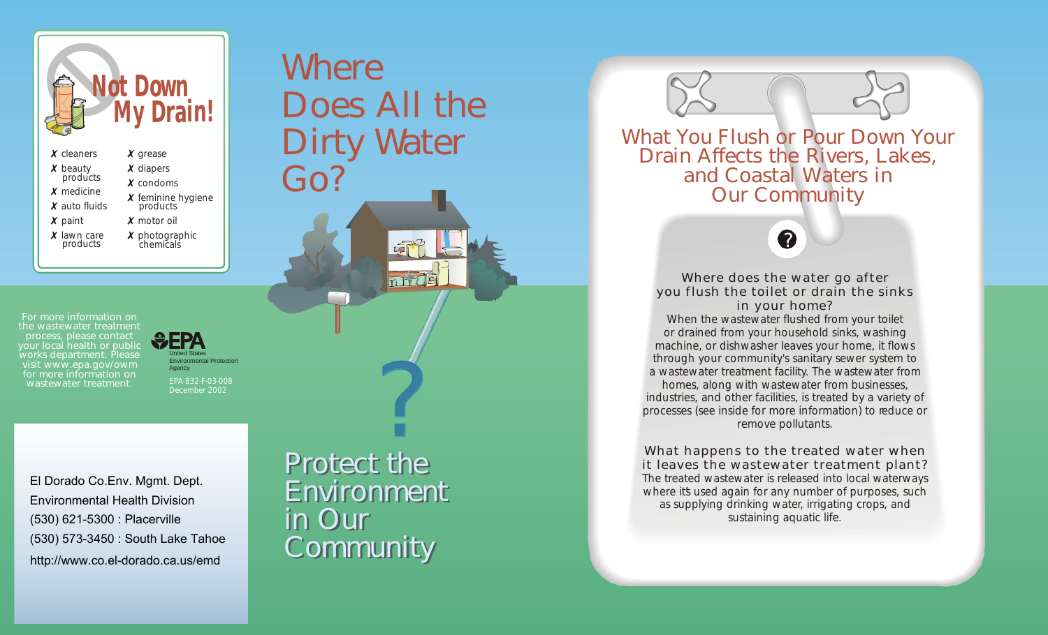## Not Down My Drain!

- ✗ cleaners
- ✗ beauty products
- ✗ medicine
- ✗ auto fluids
- ✗ paint
- ✗ lawn care products
- ✗ grease
- ✗ diapers
- ✗ condoms
- ✗ feminine hygiene products
- ✗ motor oil
- ✗ photographic chemicals

For more information on the wastewater treatment process, please contact your local health or public works department. Please visit www.epa.gov/owm for more information on wastewater treatment.

EPA United States Environmental Protection Agency

EPA 832-F-03-008
December 2002

El Dorado Co.Env. Mgmt. Dept.
Environmental Health Division
(530) 621-5300 : Placerville
(530) 573-3450 : South Lake Tahoe
http://www.co.el-dorado.ca.us/emd

# Where Does All the Dirty Water Go?

?

## Protect the Environment in Our Community

## What You Flush or Pour Down Your Drain Affects the Rivers, Lakes, and Coastal Waters in Our Community

?

### Where does the water go after you flush the toilet or drain the sinks in your home?

When the wastewater flushed from your toilet or drained from your household sinks, washing machine, or dishwasher leaves your home, it flows through your community's sanitary sewer system to a wastewater treatment facility. The wastewater from homes, along with wastewater from businesses, industries, and other facilities, is treated by a variety of processes (see inside for more information) to reduce or remove pollutants.

### What happens to the treated water when it leaves the wastewater treatment plant?

The treated wastewater is released into local waterways where it's used again for any number of purposes, such as supplying drinking water, irrigating crops, and sustaining aquatic life.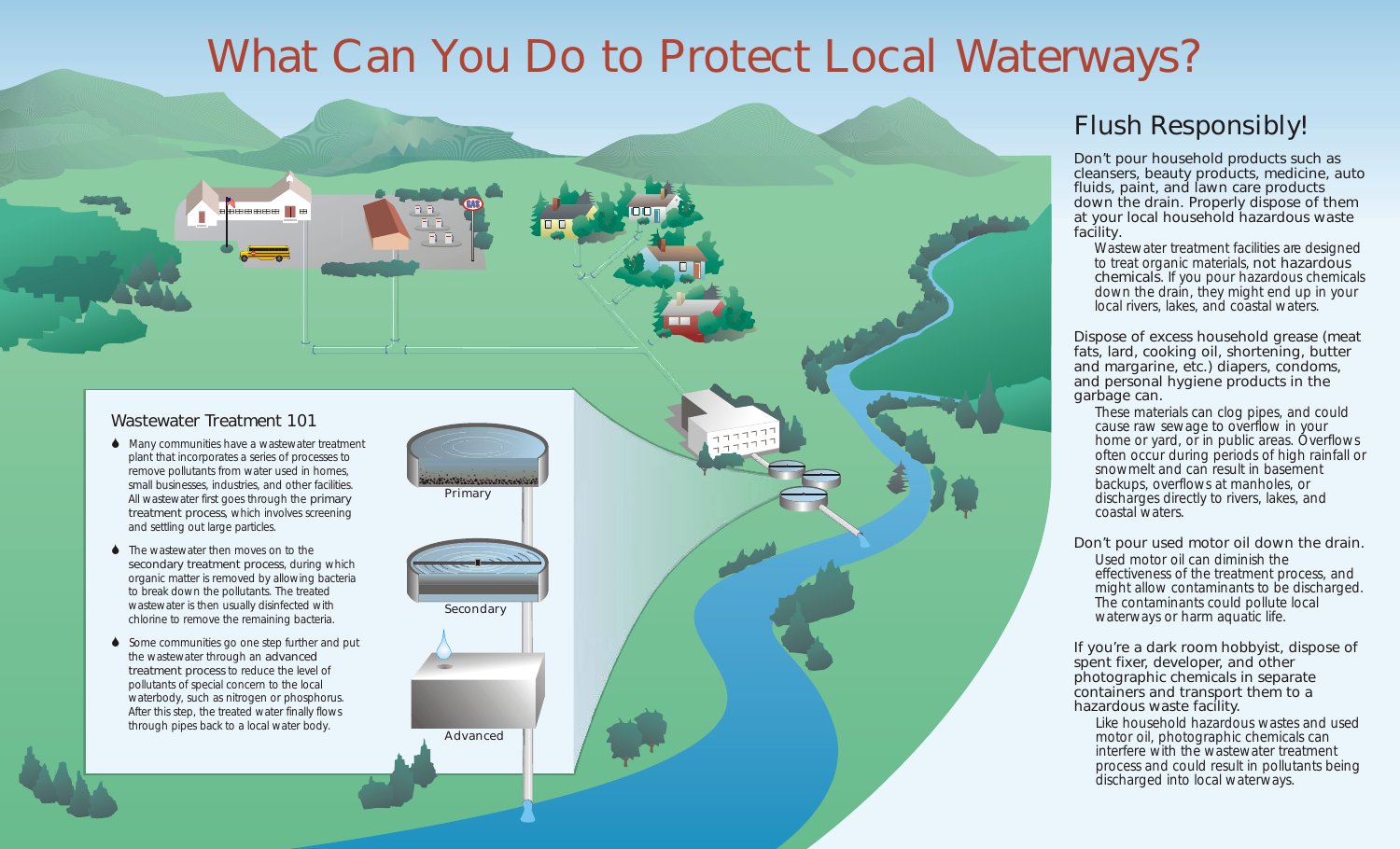# What Can You Do to Protect Local Waterways?

## Wastewater Treatment 101

- Many communities have a wastewater treatment plant that incorporates a series of processes to remove pollutants from water used in homes, small businesses, industries, and other facilities. All wastewater first goes through the primary treatment process, which involves screening and settling out large particles.
- The wastewater then moves on to the secondary treatment process, during which organic matter is removed by allowing bacteria to break down the pollutants. The treated wastewater is then usually disinfected with chlorine to remove the remaining bacteria.
- Some communities go one step further and put the wastewater through an advanced treatment process to reduce the level of pollutants of special concern to the local waterbody, such as nitrogen or phosphorus. After this step, the treated water finally flows through pipes back to a local water body.

Primary

Secondary

Advanced

## Flush Responsibly!

Don't pour household products such as cleansers, beauty products, medicine, auto fluids, paint, and lawn care products down the drain. Properly dispose of them at your local household hazardous waste facility.

Wastewater treatment facilities are designed to treat organic materials, not hazardous chemicals. If you pour hazardous chemicals down the drain, they might end up in your local rivers, lakes, and coastal waters.

Dispose of excess household grease (meat fats, lard, cooking oil, shortening, butter and margarine, etc.) diapers, condoms, and personal hygiene products in the garbage can.

These materials can clog pipes, and could cause raw sewage to overflow in your home or yard, or in public areas. Overflows often occur during periods of high rainfall or snowmelt and can result in basement backups, overflows at manholes, or discharges directly to rivers, lakes, and coastal waters.

Don't pour used motor oil down the drain.

Used motor oil can diminish the effectiveness of the treatment process, and might allow contaminants to be discharged. The contaminants could pollute local waterways or harm aquatic life.

If you're a dark room hobbyist, dispose of spent fixer, developer, and other photographic chemicals in separate containers and transport them to a hazardous waste facility.

Like household hazardous wastes and used motor oil, photographic chemicals can interfere with the wastewater treatment process and could result in pollutants being discharged into local waterways.